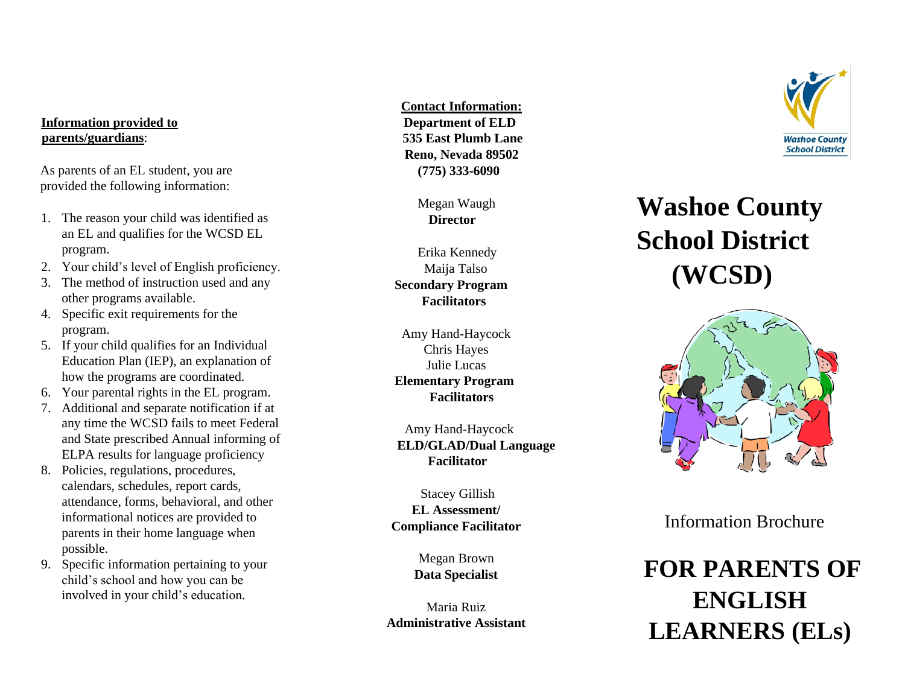**Information provided to parents/guardians**:

As parents of an EL student, you are provided the following information:

1. The reason your child was identified as an EL and qualifies for the WCSD EL program.
2. Your child's level of English proficiency.
3. The method of instruction used and any other programs available.
4. Specific exit requirements for the program.
5. If your child qualifies for an Individual Education Plan (IEP), an explanation of how the programs are coordinated.
6. Your parental rights in the EL program.
7. Additional and separate notification if at any time the WCSD fails to meet Federal and State prescribed Annual informing of ELPA results for language proficiency
8. Policies, regulations, procedures, calendars, schedules, report cards, attendance, forms, behavioral, and other informational notices are provided to parents in their home language when possible.
9. Specific information pertaining to your child's school and how you can be involved in your child's education.

**Contact Information:**
**Department of ELD**
**535 East Plumb Lane**
**Reno, Nevada 89502**
**(775) 333-6090**

Megan Waugh
**Director**

Erika Kennedy
Maija Talso
**Secondary Program Facilitators**

Amy Hand-Haycock
Chris Hayes
Julie Lucas
**Elementary Program Facilitators**

Amy Hand-Haycock
**ELD/GLAD/Dual Language Facilitator**

Stacey Gillish
**EL Assessment/ Compliance Facilitator**

Megan Brown
**Data Specialist**

Maria Ruiz
**Administrative Assistant**

Washoe County School District

# Washoe County School District (WCSD)

Information Brochure

# FOR PARENTS OF ENGLISH LEARNERS (ELs)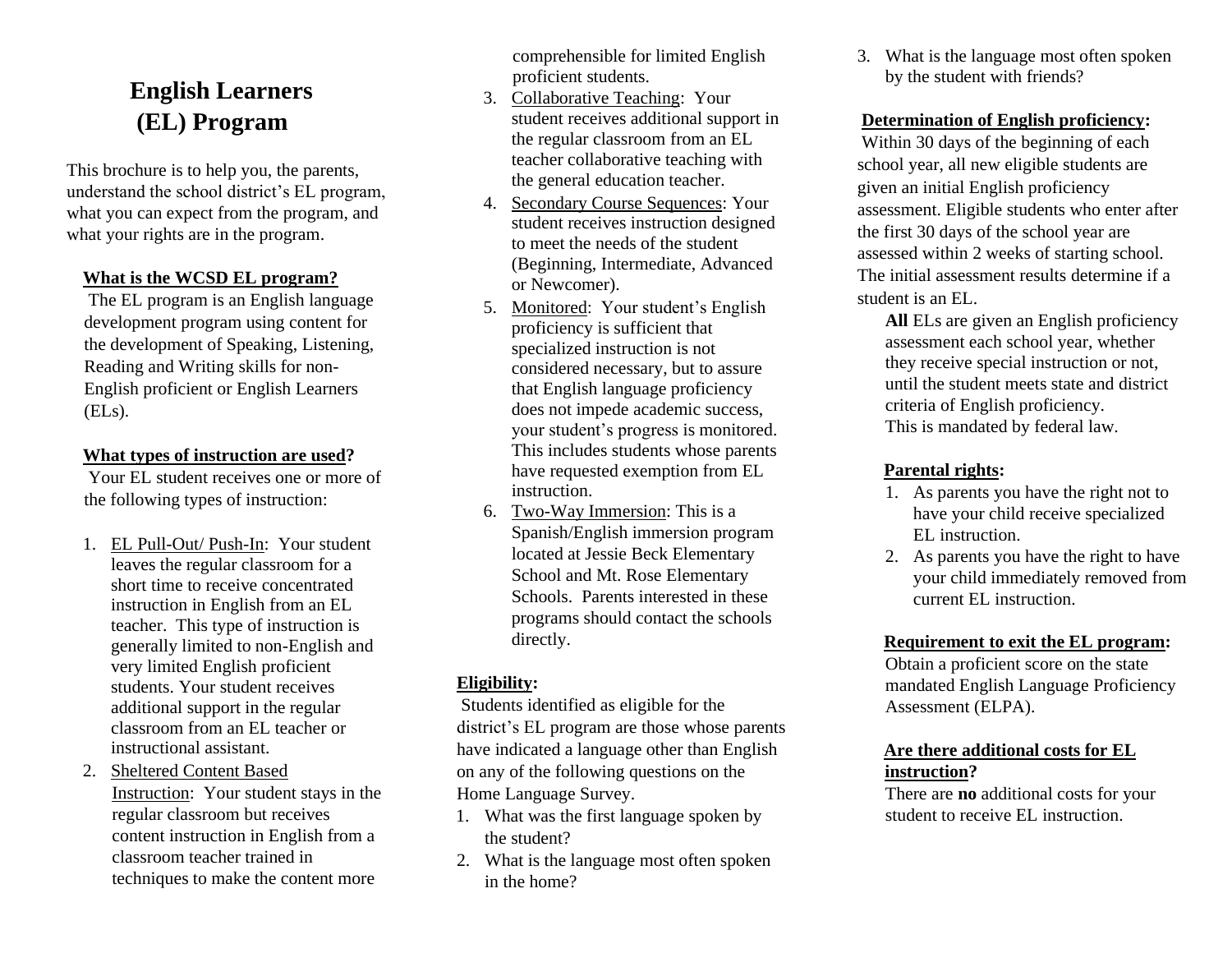# English Learners (EL) Program

This brochure is to help you, the parents, understand the school district's EL program, what you can expect from the program, and what your rights are in the program.

**What is the WCSD EL program?**

The EL program is an English language development program using content for the development of Speaking, Listening, Reading and Writing skills for non-English proficient or English Learners (ELs).

**What types of instruction are used?**

Your EL student receives one or more of the following types of instruction:

1. EL Pull-Out/ Push-In: Your student leaves the regular classroom for a short time to receive concentrated instruction in English from an EL teacher. This type of instruction is generally limited to non-English and very limited English proficient students. Your student receives additional support in the regular classroom from an EL teacher or instructional assistant.
2. Sheltered Content Based Instruction: Your student stays in the regular classroom but receives content instruction in English from a classroom teacher trained in techniques to make the content more comprehensible for limited English proficient students.
3. Collaborative Teaching: Your student receives additional support in the regular classroom from an EL teacher collaborative teaching with the general education teacher.
4. Secondary Course Sequences: Your student receives instruction designed to meet the needs of the student (Beginning, Intermediate, Advanced or Newcomer).
5. Monitored: Your student's English proficiency is sufficient that specialized instruction is not considered necessary, but to assure that English language proficiency does not impede academic success, your student's progress is monitored. This includes students whose parents have requested exemption from EL instruction.
6. Two-Way Immersion: This is a Spanish/English immersion program located at Jessie Beck Elementary School and Mt. Rose Elementary Schools. Parents interested in these programs should contact the schools directly.

**Eligibility:**

Students identified as eligible for the district's EL program are those whose parents have indicated a language other than English on any of the following questions on the Home Language Survey.

1. What was the first language spoken by the student?
2. What is the language most often spoken in the home?
3. What is the language most often spoken by the student with friends?

**Determination of English proficiency:**

Within 30 days of the beginning of each school year, all new eligible students are given an initial English proficiency assessment. Eligible students who enter after the first 30 days of the school year are assessed within 2 weeks of starting school. The initial assessment results determine if a student is an EL.

**All** ELs are given an English proficiency assessment each school year, whether they receive special instruction or not, until the student meets state and district criteria of English proficiency.
This is mandated by federal law.

**Parental rights:**

1. As parents you have the right not to have your child receive specialized EL instruction.
2. As parents you have the right to have your child immediately removed from current EL instruction.

**Requirement to exit the EL program:**

Obtain a proficient score on the state mandated English Language Proficiency Assessment (ELPA).

**Are there additional costs for EL instruction?**

There are **no** additional costs for your student to receive EL instruction.